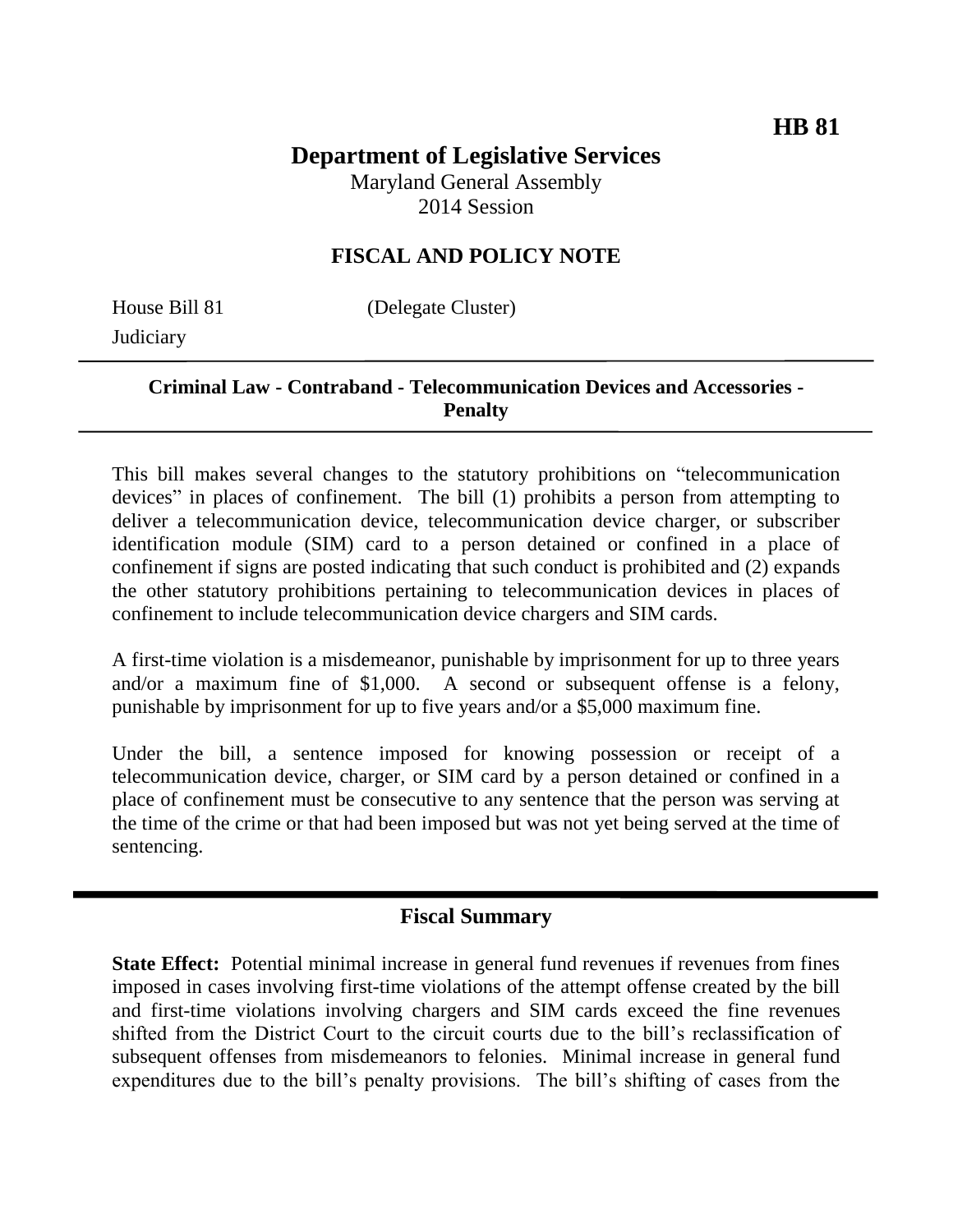**HB 81**

# Department of Legislative Services

Maryland General Assembly
2014 Session

## FISCAL AND POLICY NOTE

House Bill 81 (Delegate Cluster)
Judiciary

---

**Criminal Law - Contraband - Telecommunication Devices and Accessories - Penalty**

---

This bill makes several changes to the statutory prohibitions on "telecommunication devices" in places of confinement. The bill (1) prohibits a person from attempting to deliver a telecommunication device, telecommunication device charger, or subscriber identification module (SIM) card to a person detained or confined in a place of confinement if signs are posted indicating that such conduct is prohibited and (2) expands the other statutory prohibitions pertaining to telecommunication devices in places of confinement to include telecommunication device chargers and SIM cards.

A first-time violation is a misdemeanor, punishable by imprisonment for up to three years and/or a maximum fine of $1,000. A second or subsequent offense is a felony, punishable by imprisonment for up to five years and/or a $5,000 maximum fine.

Under the bill, a sentence imposed for knowing possession or receipt of a telecommunication device, charger, or SIM card by a person detained or confined in a place of confinement must be consecutive to any sentence that the person was serving at the time of the crime or that had been imposed but was not yet being served at the time of sentencing.

---

## Fiscal Summary

**State Effect:** Potential minimal increase in general fund revenues if revenues from fines imposed in cases involving first-time violations of the attempt offense created by the bill and first-time violations involving chargers and SIM cards exceed the fine revenues shifted from the District Court to the circuit courts due to the bill's reclassification of subsequent offenses from misdemeanors to felonies. Minimal increase in general fund expenditures due to the bill's penalty provisions. The bill's shifting of cases from the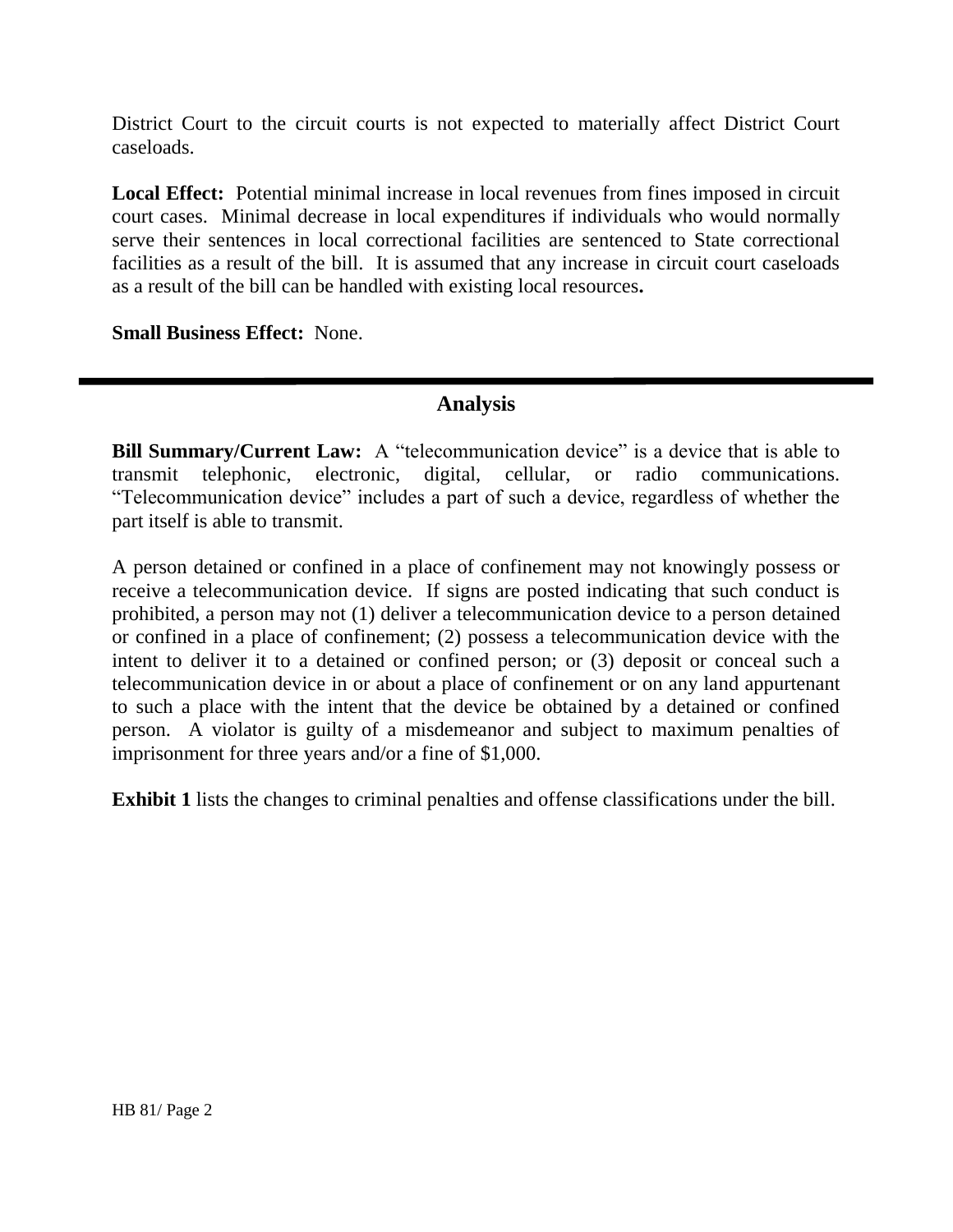District Court to the circuit courts is not expected to materially affect District Court caseloads.

**Local Effect:** Potential minimal increase in local revenues from fines imposed in circuit court cases. Minimal decrease in local expenditures if individuals who would normally serve their sentences in local correctional facilities are sentenced to State correctional facilities as a result of the bill. It is assumed that any increase in circuit court caseloads as a result of the bill can be handled with existing local resources**.**

**Small Business Effect:** None.

---

## Analysis

**Bill Summary/Current Law:** A "telecommunication device" is a device that is able to transmit telephonic, electronic, digital, cellular, or radio communications. "Telecommunication device" includes a part of such a device, regardless of whether the part itself is able to transmit.

A person detained or confined in a place of confinement may not knowingly possess or receive a telecommunication device. If signs are posted indicating that such conduct is prohibited, a person may not (1) deliver a telecommunication device to a person detained or confined in a place of confinement; (2) possess a telecommunication device with the intent to deliver it to a detained or confined person; or (3) deposit or conceal such a telecommunication device in or about a place of confinement or on any land appurtenant to such a place with the intent that the device be obtained by a detained or confined person. A violator is guilty of a misdemeanor and subject to maximum penalties of imprisonment for three years and/or a fine of $1,000.

**Exhibit 1** lists the changes to criminal penalties and offense classifications under the bill.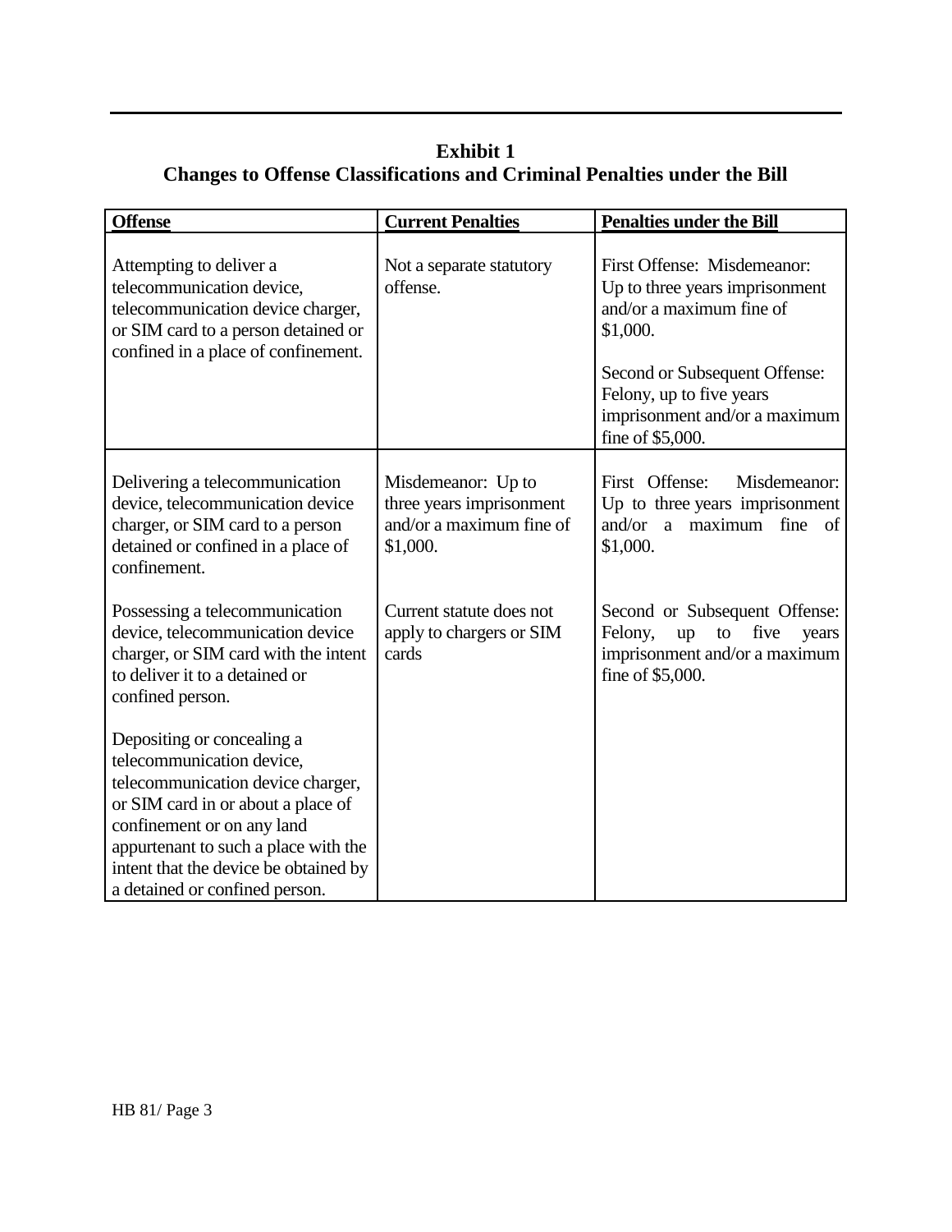**Exhibit 1**
**Changes to Offense Classifications and Criminal Penalties under the Bill**

| Offense | Current Penalties | Penalties under the Bill |
|---|---|---|
| Attempting to deliver a telecommunication device, telecommunication device charger, or SIM card to a person detained or confined in a place of confinement. | Not a separate statutory offense. | First Offense: Misdemeanor: Up to three years imprisonment and/or a maximum fine of $1,000.<br><br>Second or Subsequent Offense: Felony, up to five years imprisonment and/or a maximum fine of $5,000. |
| Delivering a telecommunication device, telecommunication device charger, or SIM card to a person detained or confined in a place of confinement.<br><br>Possessing a telecommunication device, telecommunication device charger, or SIM card with the intent to deliver it to a detained or confined person.<br><br>Depositing or concealing a telecommunication device, telecommunication device charger, or SIM card in or about a place of confinement or on any land appurtenant to such a place with the intent that the device be obtained by a detained or confined person. | Misdemeanor: Up to three years imprisonment and/or a maximum fine of $1,000.<br><br>Current statute does not apply to chargers or SIM cards | First Offense: Misdemeanor: Up to three years imprisonment and/or a maximum fine of $1,000.<br><br>Second or Subsequent Offense: Felony, up to five years imprisonment and/or a maximum fine of $5,000. |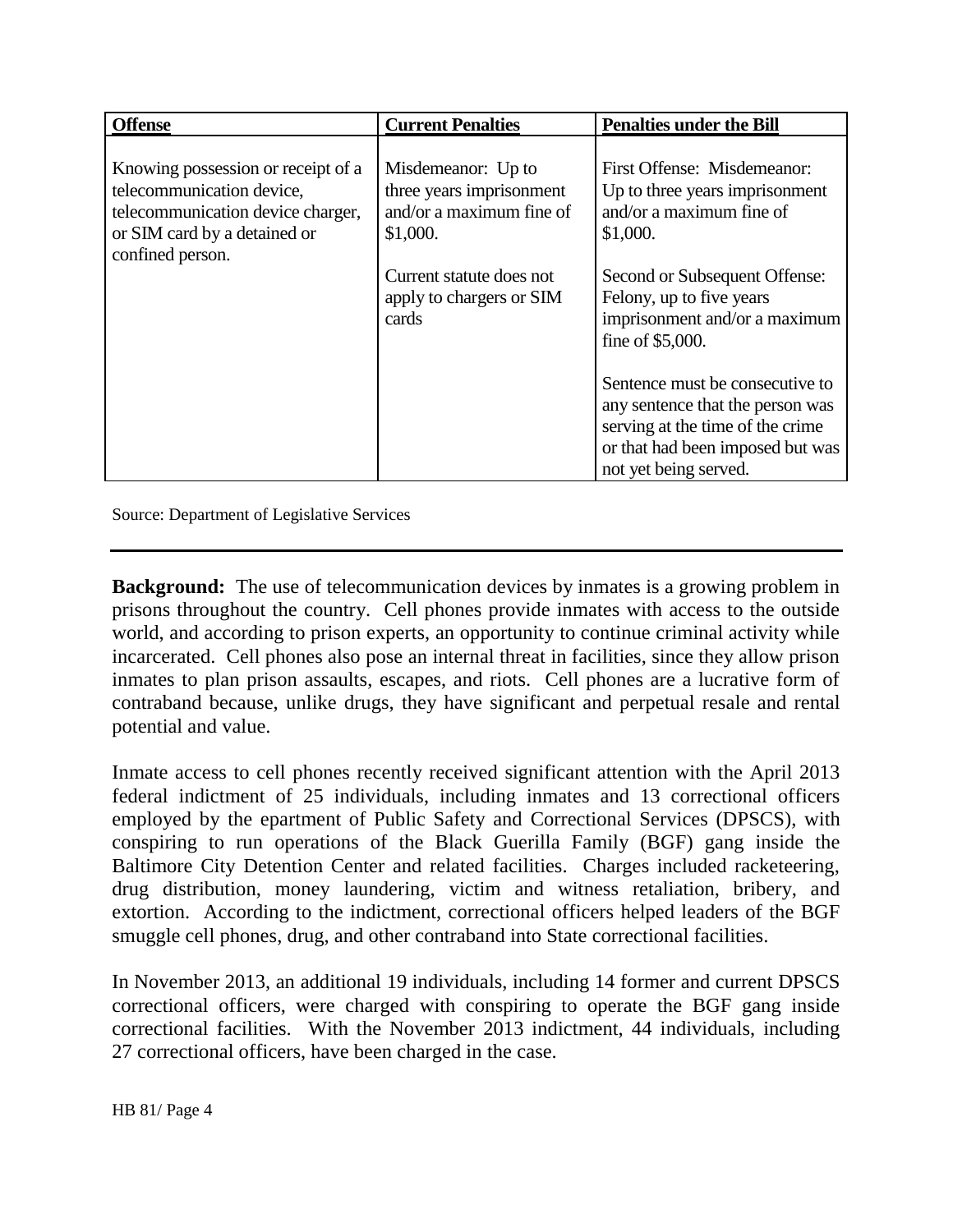| Offense | Current Penalties | Penalties under the Bill |
|---|---|---|
| Knowing possession or receipt of a telecommunication device, telecommunication device charger, or SIM card by a detained or confined person. | Misdemeanor: Up to three years imprisonment and/or a maximum fine of $1,000.<br><br>Current statute does not apply to chargers or SIM cards | First Offense: Misdemeanor: Up to three years imprisonment and/or a maximum fine of $1,000.<br><br>Second or Subsequent Offense: Felony, up to five years imprisonment and/or a maximum fine of $5,000.<br><br>Sentence must be consecutive to any sentence that the person was serving at the time of the crime or that had been imposed but was not yet being served. |

Source: Department of Legislative Services

---

**Background:** The use of telecommunication devices by inmates is a growing problem in prisons throughout the country. Cell phones provide inmates with access to the outside world, and according to prison experts, an opportunity to continue criminal activity while incarcerated. Cell phones also pose an internal threat in facilities, since they allow prison inmates to plan prison assaults, escapes, and riots. Cell phones are a lucrative form of contraband because, unlike drugs, they have significant and perpetual resale and rental potential and value.

Inmate access to cell phones recently received significant attention with the April 2013 federal indictment of 25 individuals, including inmates and 13 correctional officers employed by the epartment of Public Safety and Correctional Services (DPSCS), with conspiring to run operations of the Black Guerilla Family (BGF) gang inside the Baltimore City Detention Center and related facilities. Charges included racketeering, drug distribution, money laundering, victim and witness retaliation, bribery, and extortion. According to the indictment, correctional officers helped leaders of the BGF smuggle cell phones, drug, and other contraband into State correctional facilities.

In November 2013, an additional 19 individuals, including 14 former and current DPSCS correctional officers, were charged with conspiring to operate the BGF gang inside correctional facilities. With the November 2013 indictment, 44 individuals, including 27 correctional officers, have been charged in the case.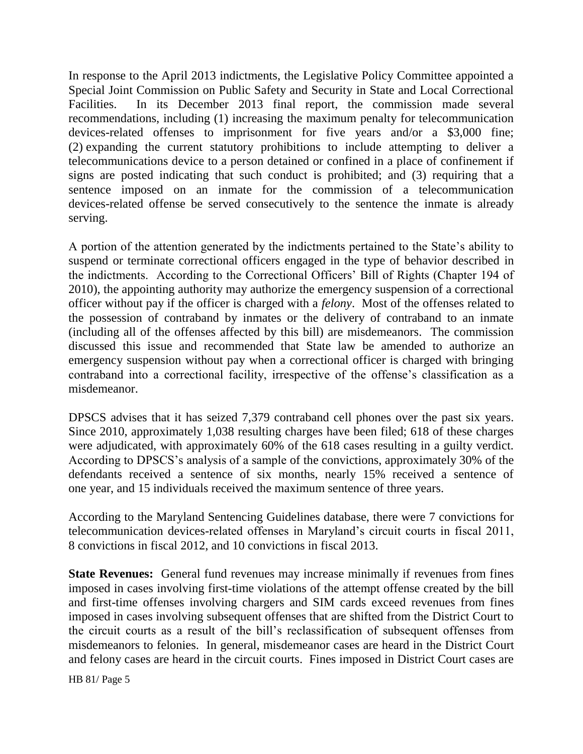In response to the April 2013 indictments, the Legislative Policy Committee appointed a Special Joint Commission on Public Safety and Security in State and Local Correctional Facilities. In its December 2013 final report, the commission made several recommendations, including (1) increasing the maximum penalty for telecommunication devices-related offenses to imprisonment for five years and/or a $3,000 fine; (2) expanding the current statutory prohibitions to include attempting to deliver a telecommunications device to a person detained or confined in a place of confinement if signs are posted indicating that such conduct is prohibited; and (3) requiring that a sentence imposed on an inmate for the commission of a telecommunication devices-related offense be served consecutively to the sentence the inmate is already serving.

A portion of the attention generated by the indictments pertained to the State's ability to suspend or terminate correctional officers engaged in the type of behavior described in the indictments. According to the Correctional Officers' Bill of Rights (Chapter 194 of 2010), the appointing authority may authorize the emergency suspension of a correctional officer without pay if the officer is charged with a *felony*. Most of the offenses related to the possession of contraband by inmates or the delivery of contraband to an inmate (including all of the offenses affected by this bill) are misdemeanors. The commission discussed this issue and recommended that State law be amended to authorize an emergency suspension without pay when a correctional officer is charged with bringing contraband into a correctional facility, irrespective of the offense's classification as a misdemeanor.

DPSCS advises that it has seized 7,379 contraband cell phones over the past six years. Since 2010, approximately 1,038 resulting charges have been filed; 618 of these charges were adjudicated, with approximately 60% of the 618 cases resulting in a guilty verdict. According to DPSCS's analysis of a sample of the convictions, approximately 30% of the defendants received a sentence of six months, nearly 15% received a sentence of one year, and 15 individuals received the maximum sentence of three years.

According to the Maryland Sentencing Guidelines database, there were 7 convictions for telecommunication devices-related offenses in Maryland's circuit courts in fiscal 2011, 8 convictions in fiscal 2012, and 10 convictions in fiscal 2013.

**State Revenues:** General fund revenues may increase minimally if revenues from fines imposed in cases involving first-time violations of the attempt offense created by the bill and first-time offenses involving chargers and SIM cards exceed revenues from fines imposed in cases involving subsequent offenses that are shifted from the District Court to the circuit courts as a result of the bill's reclassification of subsequent offenses from misdemeanors to felonies. In general, misdemeanor cases are heard in the District Court and felony cases are heard in the circuit courts. Fines imposed in District Court cases are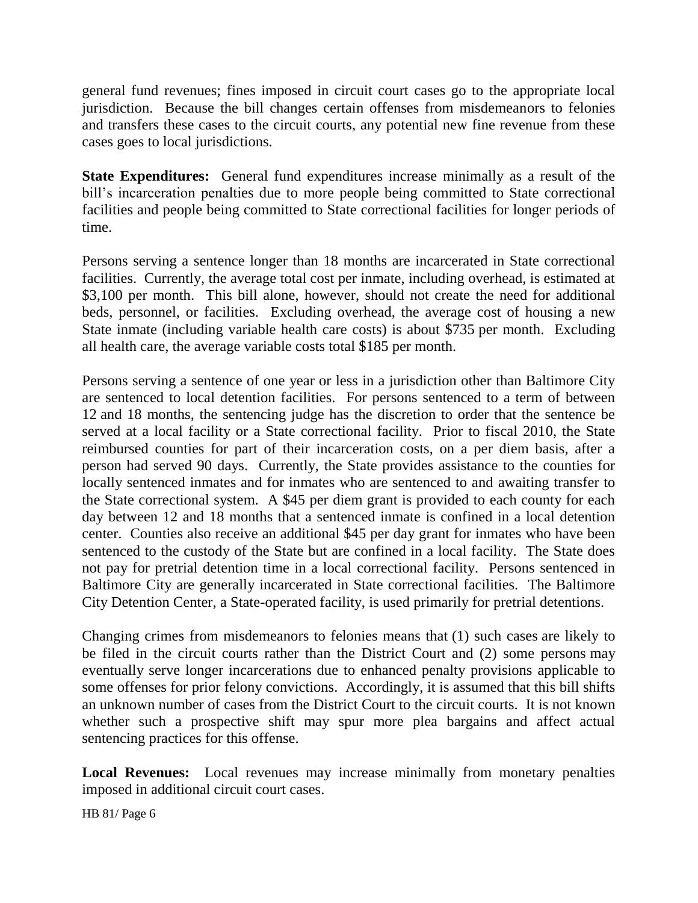general fund revenues; fines imposed in circuit court cases go to the appropriate local jurisdiction. Because the bill changes certain offenses from misdemeanors to felonies and transfers these cases to the circuit courts, any potential new fine revenue from these cases goes to local jurisdictions.

**State Expenditures:** General fund expenditures increase minimally as a result of the bill's incarceration penalties due to more people being committed to State correctional facilities and people being committed to State correctional facilities for longer periods of time.

Persons serving a sentence longer than 18 months are incarcerated in State correctional facilities. Currently, the average total cost per inmate, including overhead, is estimated at $3,100 per month. This bill alone, however, should not create the need for additional beds, personnel, or facilities. Excluding overhead, the average cost of housing a new State inmate (including variable health care costs) is about $735 per month. Excluding all health care, the average variable costs total $185 per month.

Persons serving a sentence of one year or less in a jurisdiction other than Baltimore City are sentenced to local detention facilities. For persons sentenced to a term of between 12 and 18 months, the sentencing judge has the discretion to order that the sentence be served at a local facility or a State correctional facility. Prior to fiscal 2010, the State reimbursed counties for part of their incarceration costs, on a per diem basis, after a person had served 90 days. Currently, the State provides assistance to the counties for locally sentenced inmates and for inmates who are sentenced to and awaiting transfer to the State correctional system. A $45 per diem grant is provided to each county for each day between 12 and 18 months that a sentenced inmate is confined in a local detention center. Counties also receive an additional $45 per day grant for inmates who have been sentenced to the custody of the State but are confined in a local facility. The State does not pay for pretrial detention time in a local correctional facility. Persons sentenced in Baltimore City are generally incarcerated in State correctional facilities. The Baltimore City Detention Center, a State-operated facility, is used primarily for pretrial detentions.

Changing crimes from misdemeanors to felonies means that (1) such cases are likely to be filed in the circuit courts rather than the District Court and (2) some persons may eventually serve longer incarcerations due to enhanced penalty provisions applicable to some offenses for prior felony convictions. Accordingly, it is assumed that this bill shifts an unknown number of cases from the District Court to the circuit courts. It is not known whether such a prospective shift may spur more plea bargains and affect actual sentencing practices for this offense.

**Local Revenues:** Local revenues may increase minimally from monetary penalties imposed in additional circuit court cases.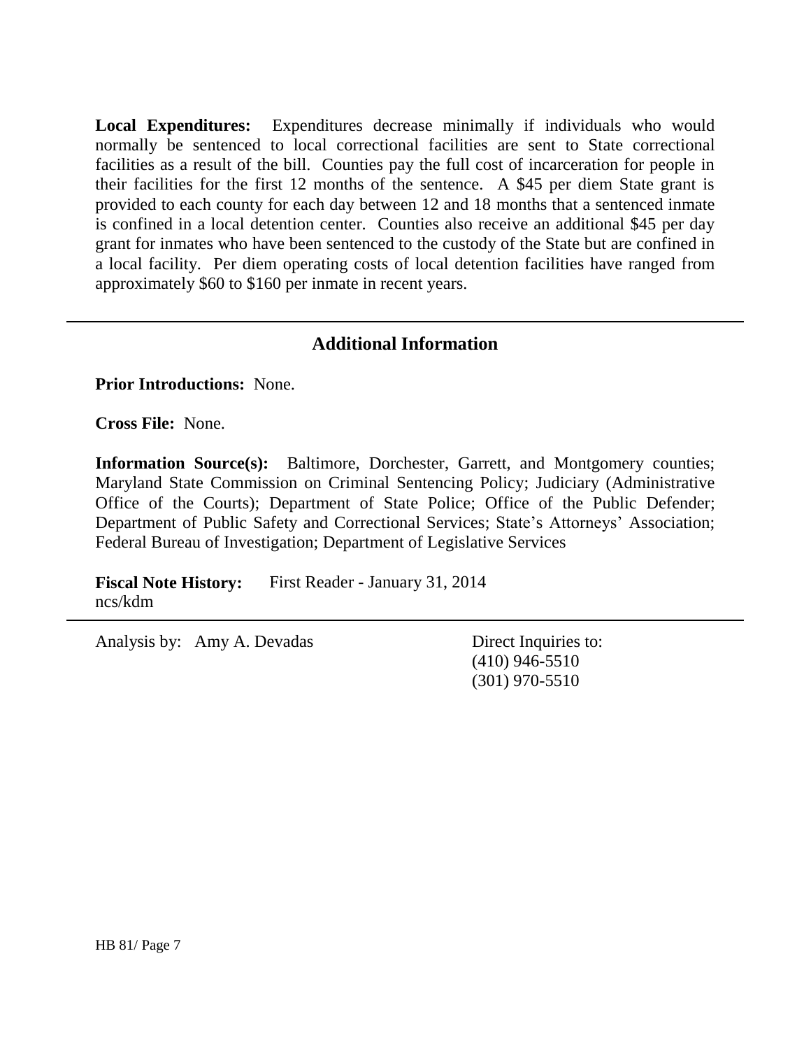**Local Expenditures:** Expenditures decrease minimally if individuals who would normally be sentenced to local correctional facilities are sent to State correctional facilities as a result of the bill. Counties pay the full cost of incarceration for people in their facilities for the first 12 months of the sentence. A $45 per diem State grant is provided to each county for each day between 12 and 18 months that a sentenced inmate is confined in a local detention center. Counties also receive an additional $45 per day grant for inmates who have been sentenced to the custody of the State but are confined in a local facility. Per diem operating costs of local detention facilities have ranged from approximately $60 to $160 per inmate in recent years.

---

## Additional Information

**Prior Introductions:** None.

**Cross File:** None.

**Information Source(s):** Baltimore, Dorchester, Garrett, and Montgomery counties; Maryland State Commission on Criminal Sentencing Policy; Judiciary (Administrative Office of the Courts); Department of State Police; Office of the Public Defender; Department of Public Safety and Correctional Services; State's Attorneys' Association; Federal Bureau of Investigation; Department of Legislative Services

**Fiscal Note History:** First Reader - January 31, 2014
ncs/kdm

---

Analysis by: Amy A. Devadas

Direct Inquiries to:
(410) 946-5510
(301) 970-5510